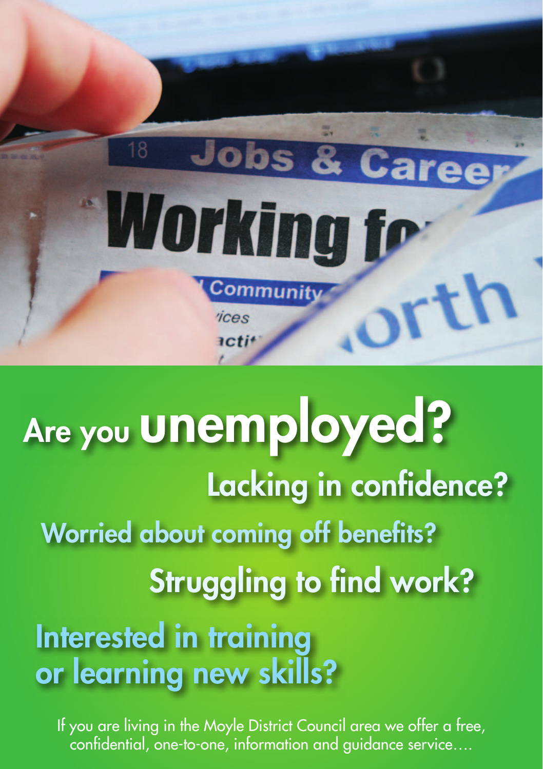# Are you unemployed?

## Lacking in confidence?

## Worried about coming off benefits?

## Struggling to find work?

## Interested in training or learning new skills?

If you are living in the Moyle District Council area we offer a free, confidential, one-to-one, information and guidance service....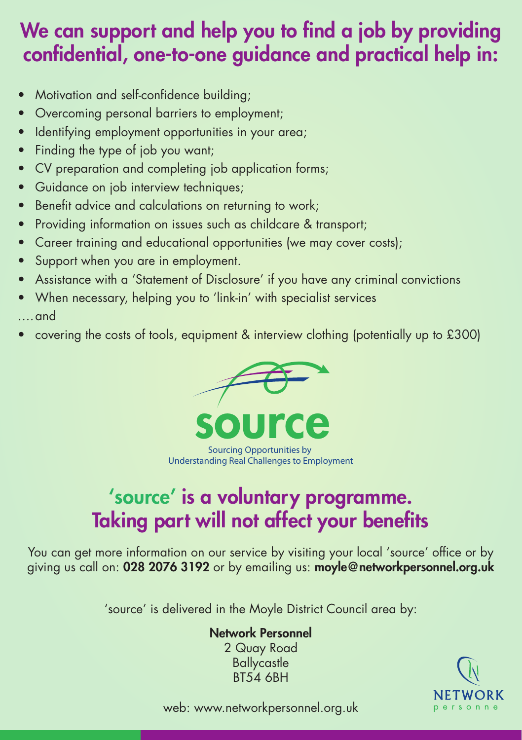## We can support and help you to find a job by providing confidential, one-to-one guidance and practical help in:

- Motivation and self-confidence building;
- Overcoming personal barriers to employment;
- Identifying employment opportunities in your area;
- Finding the type of job you want;
- CV preparation and completing job application forms;
- Guidance on job interview techniques;
- Benefit advice and calculations on returning to work;
- Providing information on issues such as childcare & transport;
- Career training and educational opportunities (we may cover costs);
- Support when you are in employment.
- Assistance with a 'Statement of Disclosure' if you have any criminal convictions
- When necessary, helping you to 'link-in' with specialist services

....and

- covering the costs of tools, equipment & interview clothing (potentially up to £300)

**source**

Sourcing Opportunities by Understanding Real Challenges to Employment

## 'source' is a voluntary programme. Taking part will not affect your benefits

You can get more information on our service by visiting your local 'source' office or by giving us call on: **028 2076 3192** or by emailing us: **moyle@networkpersonnel.org.uk**

'source' is delivered in the Moyle District Council area by:

**Network Personnel**
2 Quay Road
Ballycastle
BT54 6BH

web: www.networkpersonnel.org.uk

NETWORK personnel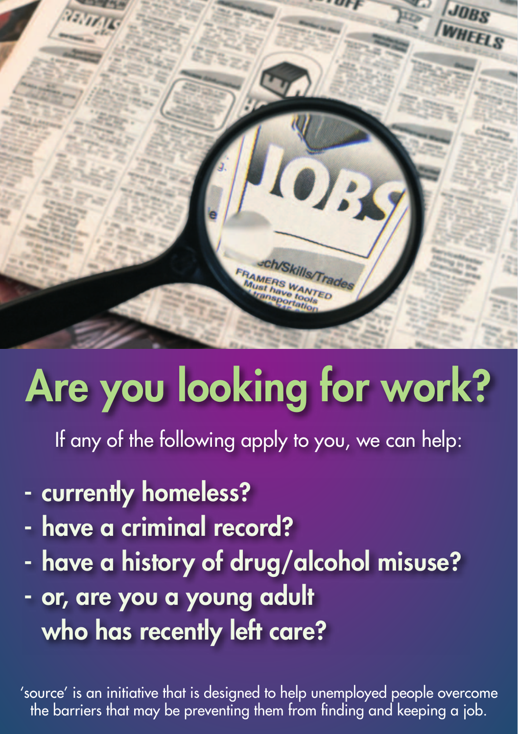# Are you looking for work?

If any of the following apply to you, we can help:

- **currently homeless?**
- **have a criminal record?**
- **have a history of drug/alcohol misuse?**
- **or, are you a young adult who has recently left care?**

'source' is an initiative that is designed to help unemployed people overcome the barriers that may be preventing them from finding and keeping a job.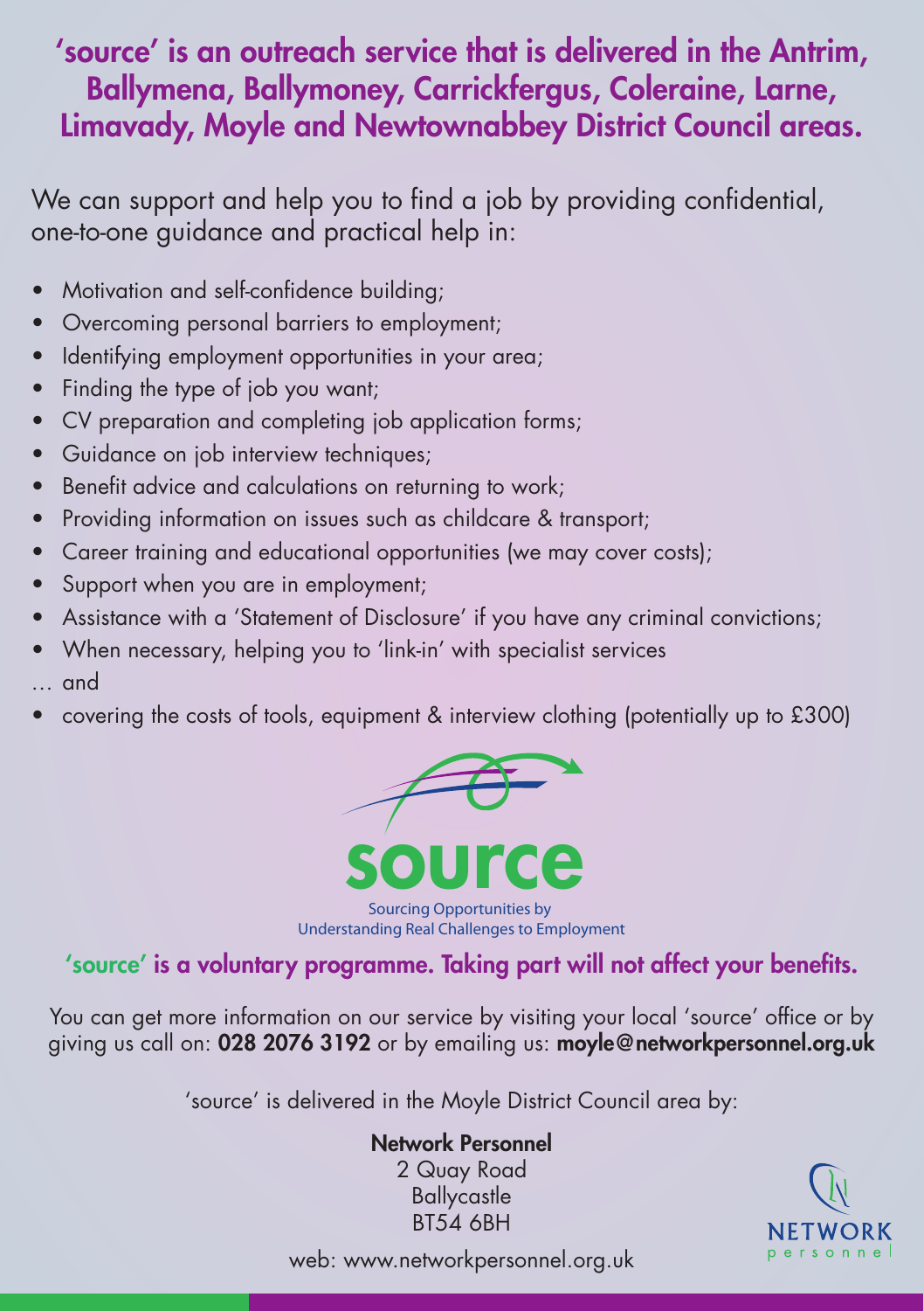## 'source' is an outreach service that is delivered in the Antrim, Ballymena, Ballymoney, Carrickfergus, Coleraine, Larne, Limavady, Moyle and Newtownabbey District Council areas.

We can support and help you to find a job by providing confidential, one-to-one guidance and practical help in:

- Motivation and self-confidence building;
- Overcoming personal barriers to employment;
- Identifying employment opportunities in your area;
- Finding the type of job you want;
- CV preparation and completing job application forms;
- Guidance on job interview techniques;
- Benefit advice and calculations on returning to work;
- Providing information on issues such as childcare & transport;
- Career training and educational opportunities (we may cover costs);
- Support when you are in employment;
- Assistance with a 'Statement of Disclosure' if you have any criminal convictions;
- When necessary, helping you to 'link-in' with specialist services

… and

- covering the costs of tools, equipment & interview clothing (potentially up to £300)

**source**

Sourcing Opportunities by Understanding Real Challenges to Employment

### 'source' is a voluntary programme. Taking part will not affect your benefits.

You can get more information on our service by visiting your local 'source' office or by giving us call on: **028 2076 3192** or by emailing us: **moyle@networkpersonnel.org.uk**

'source' is delivered in the Moyle District Council area by:

**Network Personnel**
2 Quay Road
Ballycastle
BT54 6BH

web: www.networkpersonnel.org.uk

NETWORK personnel